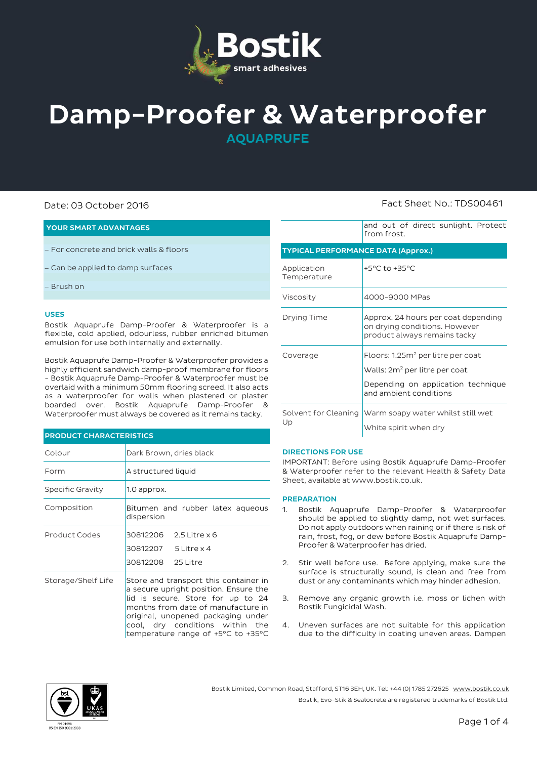# Damp-Proofer & Waterproofer

## AQUAPRUFE

Date: 03 October 2016

Fact Sheet No.: TDS00461

### YOUR SMART ADVANTAGES

– For concrete and brick walls & floors

– Can be applied to damp surfaces

– Brush on

### USES

Bostik Aquaprufe Damp-Proofer & Waterproofer is a flexible, cold applied, odourless, rubber enriched bitumen emulsion for use both internally and externally.

Bostik Aquaprufe Damp-Proofer & Waterproofer provides a highly efficient sandwich damp-proof membrane for floors - Bostik Aquaprufe Damp-Proofer & Waterproofer must be overlaid with a minimum 50mm flooring screed. It also acts as a waterproofer for walls when plastered or plaster boarded over. Bostik Aquaprufe Damp-Proofer & Waterproofer must always be covered as it remains tacky.

### PRODUCT CHARACTERISTICS

| | |
|---|---|
| Colour | Dark Brown, dries black |
| Form | A structured liquid |
| Specific Gravity | 1.0 approx. |
| Composition | Bitumen and rubber latex aqueous dispersion |
| Product Codes | 30812206 2.5 Litre x 6<br>30812207 5 Litre x 4<br>30812208 25 Litre |
| Storage/Shelf Life | Store and transport this container in a secure upright position. Ensure the lid is secure. Store for up to 24 months from date of manufacture in original, unopened packaging under cool, dry conditions within the temperature range of +5°C to +35°C and out of direct sunlight. Protect from frost. |

### TYPICAL PERFORMANCE DATA (Approx.)

| | |
|---|---|
| Application Temperature | +5°C to +35°C |
| Viscosity | 4000-9000 MPas |
| Drying Time | Approx. 24 hours per coat depending on drying conditions. However product always remains tacky |
| Coverage | Floors: 1.25m² per litre per coat<br>Walls: 2m² per litre per coat<br>Depending on application technique and ambient conditions |
| Solvent for Cleaning Up | Warm soapy water whilst still wet<br>White spirit when dry |

### DIRECTIONS FOR USE

IMPORTANT: Before using Bostik Aquaprufe Damp-Proofer & Waterproofer refer to the relevant Health & Safety Data Sheet, available at www.bostik.co.uk.

### PREPARATION

1. Bostik Aquaprufe Damp-Proofer & Waterproofer should be applied to slightly damp, not wet surfaces. Do not apply outdoors when raining or if there is risk of rain, frost, fog, or dew before Bostik Aquaprufe Damp-Proofer & Waterproofer has dried.

2. Stir well before use. Before applying, make sure the surface is structurally sound, is clean and free from dust or any contaminants which may hinder adhesion.

3. Remove any organic growth i.e. moss or lichen with Bostik Fungicidal Wash.

4. Uneven surfaces are not suitable for this application due to the difficulty in coating uneven areas. Dampen

Bostik Limited, Common Road, Stafford, ST16 3EH, UK. Tel: +44 (0) 1785 272625 www.bostik.co.uk

Bostik, Evo-Stik & Sealocrete are registered trademarks of Bostik Ltd.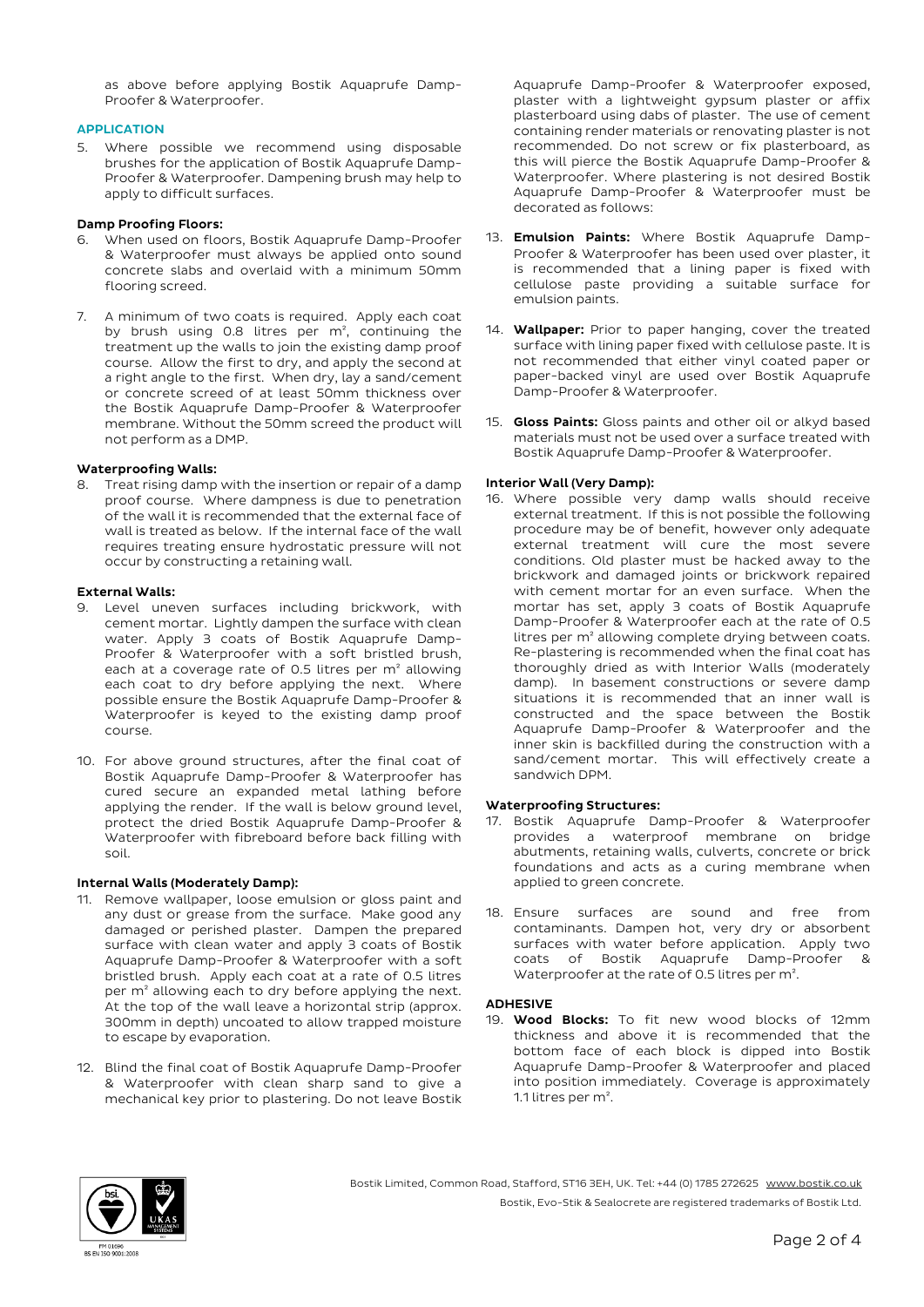as above before applying Bostik Aquaprufe Damp-Proofer & Waterproofer.

## APPLICATION

5. Where possible we recommend using disposable brushes for the application of Bostik Aquaprufe Damp-Proofer & Waterproofer. Dampening brush may help to apply to difficult surfaces.

### Damp Proofing Floors:

6. When used on floors, Bostik Aquaprufe Damp-Proofer & Waterproofer must always be applied onto sound concrete slabs and overlaid with a minimum 50mm flooring screed.

7. A minimum of two coats is required. Apply each coat by brush using 0.8 litres per $m^2$, continuing the treatment up the walls to join the existing damp proof course. Allow the first to dry, and apply the second at a right angle to the first. When dry, lay a sand/cement or concrete screed of at least 50mm thickness over the Bostik Aquaprufe Damp-Proofer & Waterproofer membrane. Without the 50mm screed the product will not perform as a DMP.

### Waterproofing Walls:

8. Treat rising damp with the insertion or repair of a damp proof course. Where dampness is due to penetration of the wall it is recommended that the external face of wall is treated as below. If the internal face of the wall requires treating ensure hydrostatic pressure will not occur by constructing a retaining wall.

### External Walls:

9. Level uneven surfaces including brickwork, with cement mortar. Lightly dampen the surface with clean water. Apply 3 coats of Bostik Aquaprufe Damp-Proofer & Waterproofer with a soft bristled brush, each at a coverage rate of 0.5 litres per $m^2$ allowing each coat to dry before applying the next. Where possible ensure the Bostik Aquaprufe Damp-Proofer & Waterproofer is keyed to the existing damp proof course.

10. For above ground structures, after the final coat of Bostik Aquaprufe Damp-Proofer & Waterproofer has cured secure an expanded metal lathing before applying the render. If the wall is below ground level, protect the dried Bostik Aquaprufe Damp-Proofer & Waterproofer with fibreboard before back filling with soil.

### Internal Walls (Moderately Damp):

11. Remove wallpaper, loose emulsion or gloss paint and any dust or grease from the surface. Make good any damaged or perished plaster. Dampen the prepared surface with clean water and apply 3 coats of Bostik Aquaprufe Damp-Proofer & Waterproofer with a soft bristled brush. Apply each coat at a rate of 0.5 litres per $m^2$ allowing each to dry before applying the next. At the top of the wall leave a horizontal strip (approx. 300mm in depth) uncoated to allow trapped moisture to escape by evaporation.

12. Blind the final coat of Bostik Aquaprufe Damp-Proofer & Waterproofer with clean sharp sand to give a mechanical key prior to plastering. Do not leave Bostik Aquaprufe Damp-Proofer & Waterproofer exposed, plaster with a lightweight gypsum plaster or affix plasterboard using dabs of plaster. The use of cement containing render materials or renovating plaster is not recommended. Do not screw or fix plasterboard, as this will pierce the Bostik Aquaprufe Damp-Proofer & Waterproofer. Where plastering is not desired Bostik Aquaprufe Damp-Proofer & Waterproofer must be decorated as follows:

13. **Emulsion Paints:** Where Bostik Aquaprufe Damp-Proofer & Waterproofer has been used over plaster, it is recommended that a lining paper is fixed with cellulose paste providing a suitable surface for emulsion paints.

14. **Wallpaper:** Prior to paper hanging, cover the treated surface with lining paper fixed with cellulose paste. It is not recommended that either vinyl coated paper or paper-backed vinyl are used over Bostik Aquaprufe Damp-Proofer & Waterproofer.

15. **Gloss Paints:** Gloss paints and other oil or alkyd based materials must not be used over a surface treated with Bostik Aquaprufe Damp-Proofer & Waterproofer.

### Interior Wall (Very Damp):

16. Where possible very damp walls should receive external treatment. If this is not possible the following procedure may be of benefit, however only adequate external treatment will cure the most severe conditions. Old plaster must be hacked away to the brickwork and damaged joints or brickwork repaired with cement mortar for an even surface. When the mortar has set, apply 3 coats of Bostik Aquaprufe Damp-Proofer & Waterproofer each at the rate of 0.5 litres per $m^2$ allowing complete drying between coats. Re-plastering is recommended when the final coat has thoroughly dried as with Interior Walls (moderately damp). In basement constructions or severe damp situations it is recommended that an inner wall is constructed and the space between the Bostik Aquaprufe Damp-Proofer & Waterproofer and the inner skin is backfilled during the construction with a sand/cement mortar. This will effectively create a sandwich DPM.

### Waterproofing Structures:

17. Bostik Aquaprufe Damp-Proofer & Waterproofer provides a waterproof membrane on bridge abutments, retaining walls, culverts, concrete or brick foundations and acts as a curing membrane when applied to green concrete.

18. Ensure surfaces are sound and free from contaminants. Dampen hot, very dry or absorbent surfaces with water before application. Apply two coats of Bostik Aquaprufe Damp-Proofer & Waterproofer at the rate of 0.5 litres per $m^2$.

## ADHESIVE

19. **Wood Blocks:** To fit new wood blocks of 12mm thickness and above it is recommended that the bottom face of each block is dipped into Bostik Aquaprufe Damp-Proofer & Waterproofer and placed into position immediately. Coverage is approximately 1.1 litres per $m^2$.

Bostik Limited, Common Road, Stafford, ST16 3EH, UK. Tel: +44 (0) 1785 272625 www.bostik.co.uk

Bostik, Evo-Stik & Sealocrete are registered trademarks of Bostik Ltd.

FM 01696
BS EN ISO 9001:2008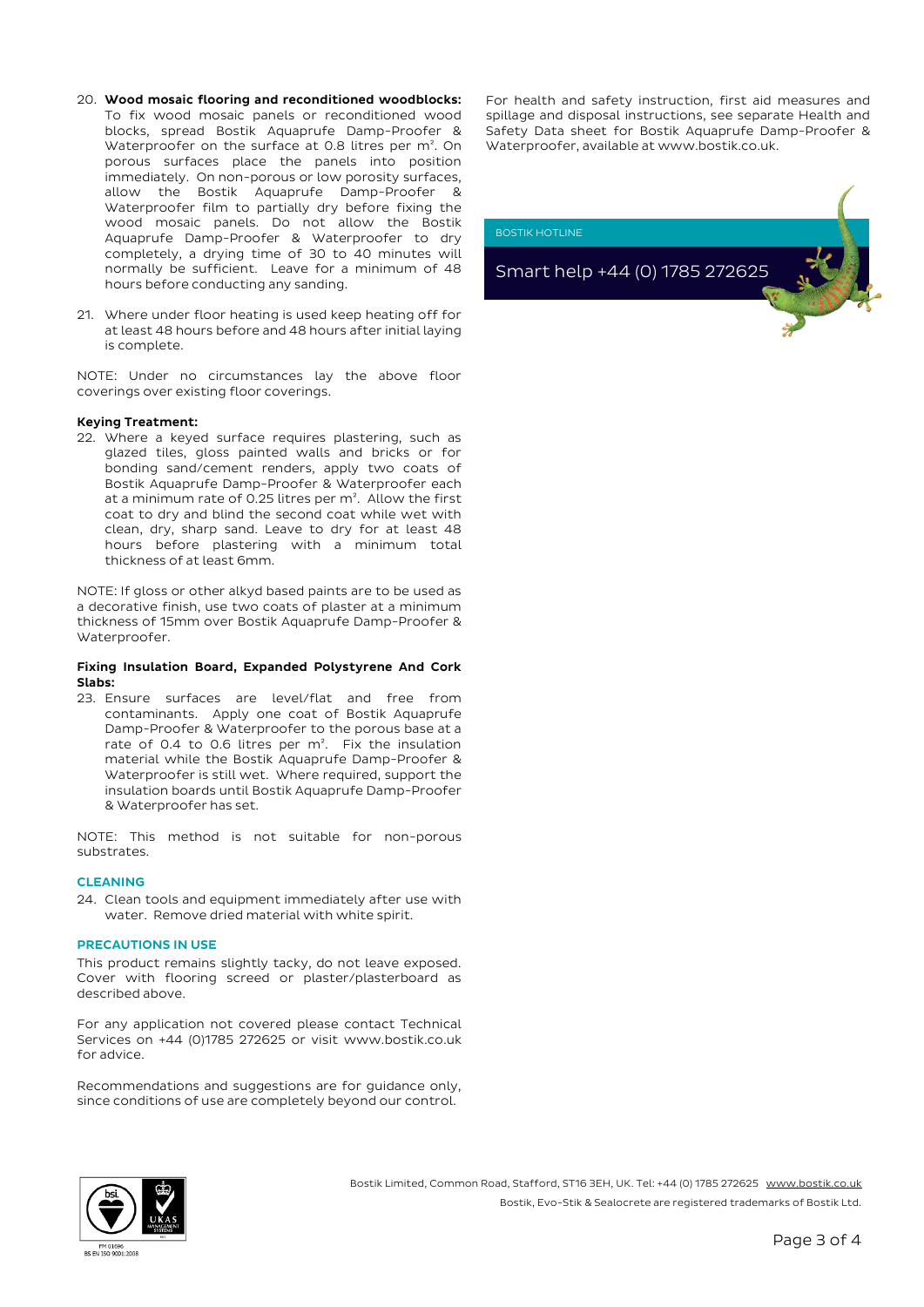20. **Wood mosaic flooring and reconditioned woodblocks:** To fix wood mosaic panels or reconditioned wood blocks, spread Bostik Aquaprufe Damp-Proofer & Waterproofer on the surface at 0.8 litres per m². On porous surfaces place the panels into position immediately. On non-porous or low porosity surfaces, allow the Bostik Aquaprufe Damp-Proofer & Waterproofer film to partially dry before fixing the wood mosaic panels. Do not allow the Bostik Aquaprufe Damp-Proofer & Waterproofer to dry completely, a drying time of 30 to 40 minutes will normally be sufficient. Leave for a minimum of 48 hours before conducting any sanding.

21. Where under floor heating is used keep heating off for at least 48 hours before and 48 hours after initial laying is complete.

NOTE: Under no circumstances lay the above floor coverings over existing floor coverings.

**Keying Treatment:**

22. Where a keyed surface requires plastering, such as glazed tiles, gloss painted walls and bricks or for bonding sand/cement renders, apply two coats of Bostik Aquaprufe Damp-Proofer & Waterproofer each at a minimum rate of 0.25 litres per m². Allow the first coat to dry and blind the second coat while wet with clean, dry, sharp sand. Leave to dry for at least 48 hours before plastering with a minimum total thickness of at least 6mm.

NOTE: If gloss or other alkyd based paints are to be used as a decorative finish, use two coats of plaster at a minimum thickness of 15mm over Bostik Aquaprufe Damp-Proofer & Waterproofer.

**Fixing Insulation Board, Expanded Polystyrene And Cork Slabs:**

23. Ensure surfaces are level/flat and free from contaminants. Apply one coat of Bostik Aquaprufe Damp-Proofer & Waterproofer to the porous base at a rate of 0.4 to 0.6 litres per m². Fix the insulation material while the Bostik Aquaprufe Damp-Proofer & Waterproofer is still wet. Where required, support the insulation boards until Bostik Aquaprufe Damp-Proofer & Waterproofer has set.

NOTE: This method is not suitable for non-porous substrates.

## CLEANING

24. Clean tools and equipment immediately after use with water. Remove dried material with white spirit.

## PRECAUTIONS IN USE

This product remains slightly tacky, do not leave exposed. Cover with flooring screed or plaster/plasterboard as described above.

For any application not covered please contact Technical Services on +44 (0)1785 272625 or visit www.bostik.co.uk for advice.

Recommendations and suggestions are for guidance only, since conditions of use are completely beyond our control.

For health and safety instruction, first aid measures and spillage and disposal instructions, see separate Health and Safety Data sheet for Bostik Aquaprufe Damp-Proofer & Waterproofer, available at www.bostik.co.uk.

BOSTIK HOTLINE

Smart help +44 (0) 1785 272625

FM 01696
BS EN ISO 9001:2008

Bostik Limited, Common Road, Stafford, ST16 3EH, UK. Tel: +44 (0) 1785 272625 www.bostik.co.uk

Bostik, Evo-Stik & Sealocrete are registered trademarks of Bostik Ltd.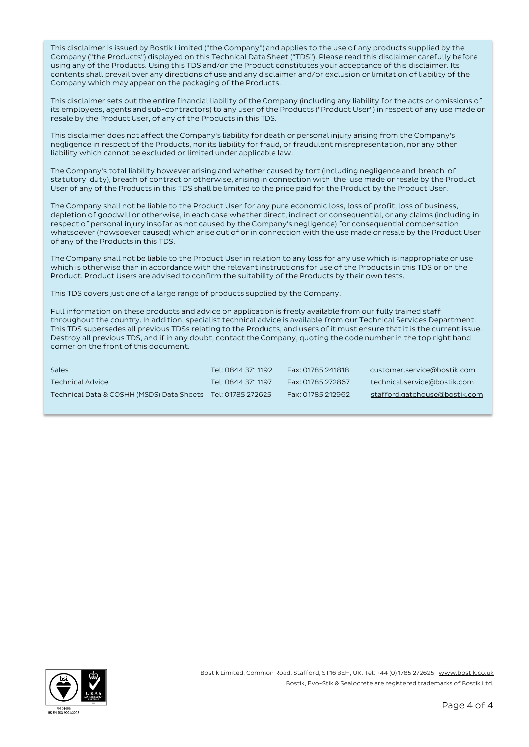This disclaimer is issued by Bostik Limited ("the Company") and applies to the use of any products supplied by the Company ("the Products") displayed on this Technical Data Sheet ("TDS"). Please read this disclaimer carefully before using any of the Products. Using this TDS and/or the Product constitutes your acceptance of this disclaimer. Its contents shall prevail over any directions of use and any disclaimer and/or exclusion or limitation of liability of the Company which may appear on the packaging of the Products.

This disclaimer sets out the entire financial liability of the Company (including any liability for the acts or omissions of its employees, agents and sub-contractors) to any user of the Products ("Product User") in respect of any use made or resale by the Product User, of any of the Products in this TDS.

This disclaimer does not affect the Company's liability for death or personal injury arising from the Company's negligence in respect of the Products, nor its liability for fraud, or fraudulent misrepresentation, nor any other liability which cannot be excluded or limited under applicable law.

The Company's total liability however arising and whether caused by tort (including negligence and breach of statutory duty), breach of contract or otherwise, arising in connection with the use made or resale by the Product User of any of the Products in this TDS shall be limited to the price paid for the Product by the Product User.

The Company shall not be liable to the Product User for any pure economic loss, loss of profit, loss of business, depletion of goodwill or otherwise, in each case whether direct, indirect or consequential, or any claims (including in respect of personal injury insofar as not caused by the Company's negligence) for consequential compensation whatsoever (howsoever caused) which arise out of or in connection with the use made or resale by the Product User of any of the Products in this TDS.

The Company shall not be liable to the Product User in relation to any loss for any use which is inappropriate or use which is otherwise than in accordance with the relevant instructions for use of the Products in this TDS or on the Product. Product Users are advised to confirm the suitability of the Products by their own tests.

This TDS covers just one of a large range of products supplied by the Company.

Full information on these products and advice on application is freely available from our fully trained staff throughout the country. In addition, specialist technical advice is available from our Technical Services Department. This TDS supersedes all previous TDSs relating to the Products, and users of it must ensure that it is the current issue. Destroy all previous TDS, and if in any doubt, contact the Company, quoting the code number in the top right hand corner on the front of this document.

| | | | |
|---|---|---|---|
| Sales | Tel: 0844 371 1192 | Fax: 01785 241818 | customer.service@bostik.com |
| Technical Advice | Tel: 0844 371 1197 | Fax: 01785 272867 | technical.service@bostik.com |
| Technical Data & COSHH (MSDS) Data Sheets | Tel: 01785 272625 | Fax: 01785 212962 | stafford.gatehouse@bostik.com |

FM 01696
BS EN ISO 9001:2008

Bostik Limited, Common Road, Stafford, ST16 3EH, UK. Tel: +44 (0) 1785 272625 www.bostik.co.uk

Bostik, Evo-Stik & Sealocrete are registered trademarks of Bostik Ltd.